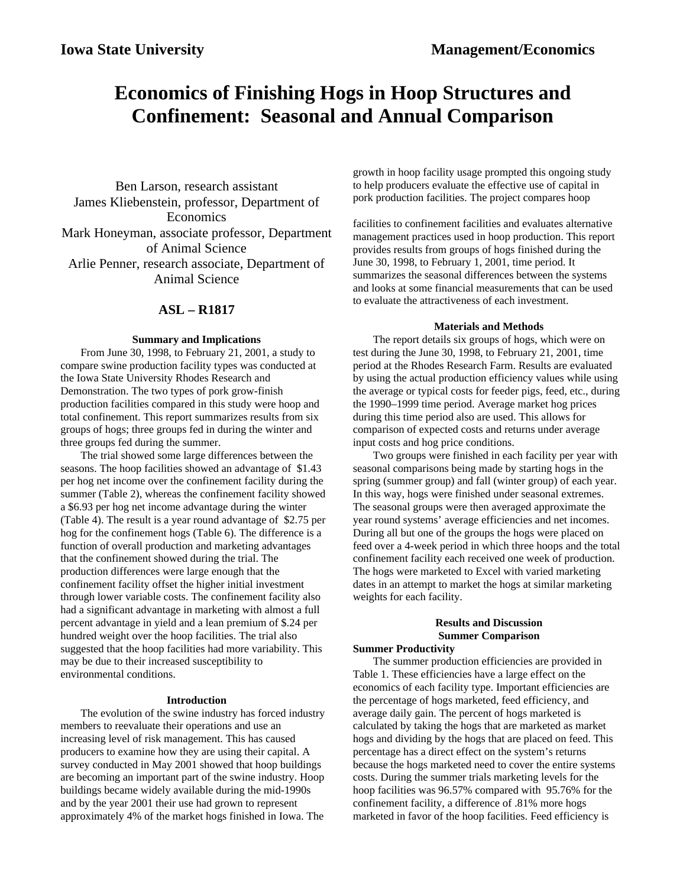Iowa State University | Management/Economics

# Economics of Finishing Hogs in Hoop Structures and Confinement: Seasonal and Annual Comparison

Ben Larson, research assistant
James Kliebenstein, professor, Department of Economics
Mark Honeyman, associate professor, Department of Animal Science
Arlie Penner, research associate, Department of Animal Science

**ASL – R1817**

## Summary and Implications

From June 30, 1998, to February 21, 2001, a study to compare swine production facility types was conducted at the Iowa State University Rhodes Research and Demonstration. The two types of pork grow-finish production facilities compared in this study were hoop and total confinement. This report summarizes results from six groups of hogs; three groups fed in during the winter and three groups fed during the summer.

The trial showed some large differences between the seasons. The hoop facilities showed an advantage of $1.43 per hog net income over the confinement facility during the summer (Table 2), whereas the confinement facility showed a $6.93 per hog net income advantage during the winter (Table 4). The result is a year round advantage of $2.75 per hog for the confinement hogs (Table 6). The difference is a function of overall production and marketing advantages that the confinement showed during the trial. The production differences were large enough that the confinement facility offset the higher initial investment through lower variable costs. The confinement facility also had a significant advantage in marketing with almost a full percent advantage in yield and a lean premium of $.24 per hundred weight over the hoop facilities. The trial also suggested that the hoop facilities had more variability. This may be due to their increased susceptibility to environmental conditions.

## Introduction

The evolution of the swine industry has forced industry members to reevaluate their operations and use an increasing level of risk management. This has caused producers to examine how they are using their capital. A survey conducted in May 2001 showed that hoop buildings are becoming an important part of the swine industry. Hoop buildings became widely available during the mid-1990s and by the year 2001 their use had grown to represent approximately 4% of the market hogs finished in Iowa. The growth in hoop facility usage prompted this ongoing study to help producers evaluate the effective use of capital in pork production facilities. The project compares hoop facilities to confinement facilities and evaluates alternative management practices used in hoop production. This report provides results from groups of hogs finished during the June 30, 1998, to February 1, 2001, time period. It summarizes the seasonal differences between the systems and looks at some financial measurements that can be used to evaluate the attractiveness of each investment.

## Materials and Methods

The report details six groups of hogs, which were on test during the June 30, 1998, to February 21, 2001, time period at the Rhodes Research Farm. Results are evaluated by using the actual production efficiency values while using the average or typical costs for feeder pigs, feed, etc., during the 1990–1999 time period. Average market hog prices during this time period also are used. This allows for comparison of expected costs and returns under average input costs and hog price conditions.

Two groups were finished in each facility per year with seasonal comparisons being made by starting hogs in the spring (summer group) and fall (winter group) of each year. In this way, hogs were finished under seasonal extremes. The seasonal groups were then averaged approximate the year round systems' average efficiencies and net incomes. During all but one of the groups the hogs were placed on feed over a 4-week period in which three hoops and the total confinement facility each received one week of production. The hogs were marketed to Excel with varied marketing dates in an attempt to market the hogs at similar marketing weights for each facility.

## Results and Discussion

### Summer Comparison

**Summer Productivity**

The summer production efficiencies are provided in Table 1. These efficiencies have a large effect on the economics of each facility type. Important efficiencies are the percentage of hogs marketed, feed efficiency, and average daily gain. The percent of hogs marketed is calculated by taking the hogs that are marketed as market hogs and dividing by the hogs that are placed on feed. This percentage has a direct effect on the system's returns because the hogs marketed need to cover the entire systems costs. During the summer trials marketing levels for the hoop facilities was 96.57% compared with 95.76% for the confinement facility, a difference of .81% more hogs marketed in favor of the hoop facilities. Feed efficiency is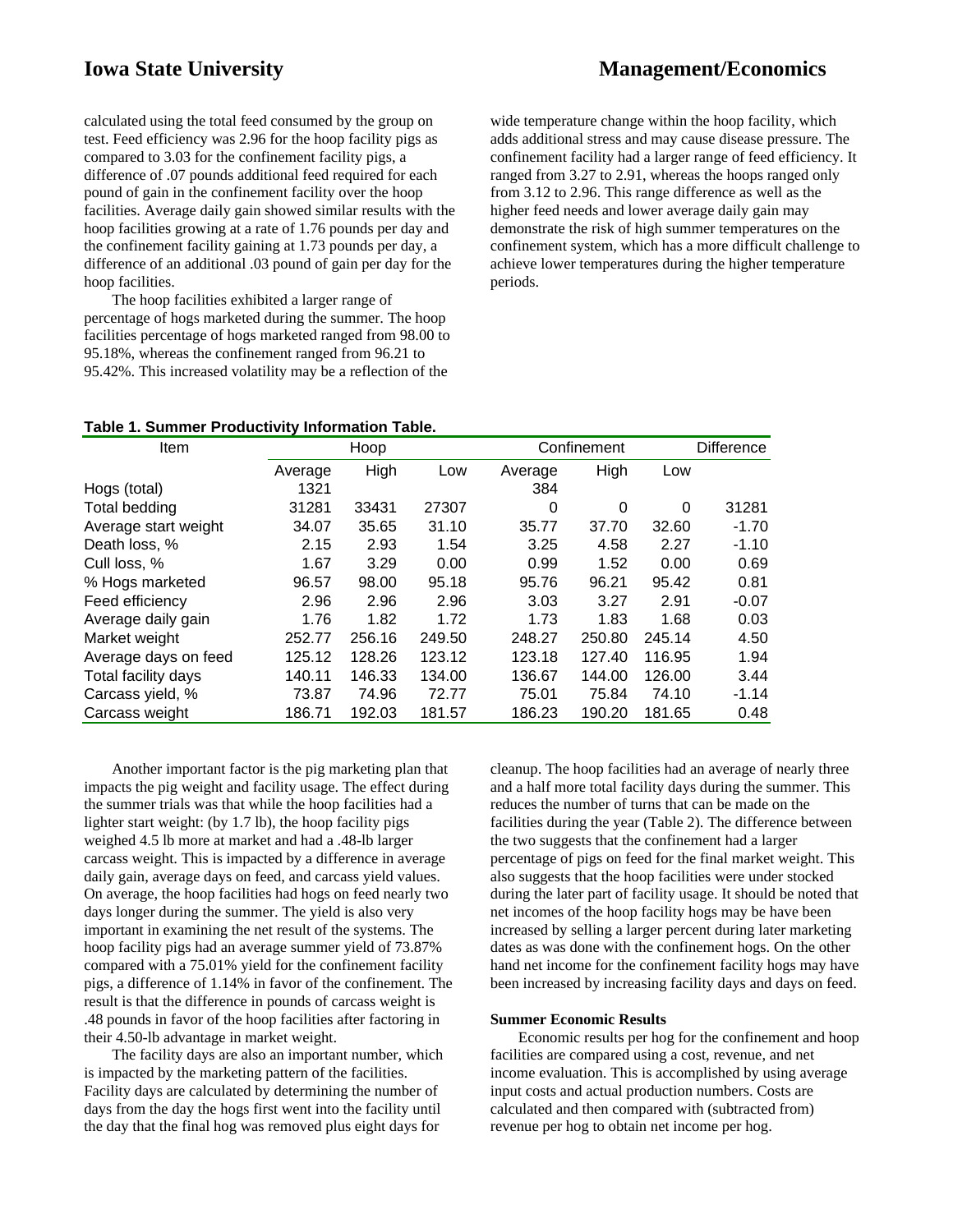calculated using the total feed consumed by the group on test. Feed efficiency was 2.96 for the hoop facility pigs as compared to 3.03 for the confinement facility pigs, a difference of .07 pounds additional feed required for each pound of gain in the confinement facility over the hoop facilities. Average daily gain showed similar results with the hoop facilities growing at a rate of 1.76 pounds per day and the confinement facility gaining at 1.73 pounds per day, a difference of an additional .03 pound of gain per day for the hoop facilities.

The hoop facilities exhibited a larger range of percentage of hogs marketed during the summer. The hoop facilities percentage of hogs marketed ranged from 98.00 to 95.18%, whereas the confinement ranged from 96.21 to 95.42%. This increased volatility may be a reflection of the wide temperature change within the hoop facility, which adds additional stress and may cause disease pressure. The confinement facility had a larger range of feed efficiency. It ranged from 3.27 to 2.91, whereas the hoops ranged only from 3.12 to 2.96. This range difference as well as the higher feed needs and lower average daily gain may demonstrate the risk of high summer temperatures on the confinement system, which has a more difficult challenge to achieve lower temperatures during the higher temperature periods.

**Table 1. Summer Productivity Information Table.**

| Item | Hoop | | | Confinement | | | Difference |
|---|---|---|---|---|---|---|---|
| | Average | High | Low | Average | High | Low | |
| Hogs (total) | 1321 | | | 384 | | | |
| Total bedding | 31281 | 33431 | 27307 | 0 | 0 | 0 | 31281 |
| Average start weight | 34.07 | 35.65 | 31.10 | 35.77 | 37.70 | 32.60 | -1.70 |
| Death loss, % | 2.15 | 2.93 | 1.54 | 3.25 | 4.58 | 2.27 | -1.10 |
| Cull loss, % | 1.67 | 3.29 | 0.00 | 0.99 | 1.52 | 0.00 | 0.69 |
| % Hogs marketed | 96.57 | 98.00 | 95.18 | 95.76 | 96.21 | 95.42 | 0.81 |
| Feed efficiency | 2.96 | 2.96 | 2.96 | 3.03 | 3.27 | 2.91 | -0.07 |
| Average daily gain | 1.76 | 1.82 | 1.72 | 1.73 | 1.83 | 1.68 | 0.03 |
| Market weight | 252.77 | 256.16 | 249.50 | 248.27 | 250.80 | 245.14 | 4.50 |
| Average days on feed | 125.12 | 128.26 | 123.12 | 123.18 | 127.40 | 116.95 | 1.94 |
| Total facility days | 140.11 | 146.33 | 134.00 | 136.67 | 144.00 | 126.00 | 3.44 |
| Carcass yield, % | 73.87 | 74.96 | 72.77 | 75.01 | 75.84 | 74.10 | -1.14 |
| Carcass weight | 186.71 | 192.03 | 181.57 | 186.23 | 190.20 | 181.65 | 0.48 |

Another important factor is the pig marketing plan that impacts the pig weight and facility usage. The effect during the summer trials was that while the hoop facilities had a lighter start weight: (by 1.7 lb), the hoop facility pigs weighed 4.5 lb more at market and had a .48-lb larger carcass weight. This is impacted by a difference in average daily gain, average days on feed, and carcass yield values. On average, the hoop facilities had hogs on feed nearly two days longer during the summer. The yield is also very important in examining the net result of the systems. The hoop facility pigs had an average summer yield of 73.87% compared with a 75.01% yield for the confinement facility pigs, a difference of 1.14% in favor of the confinement. The result is that the difference in pounds of carcass weight is .48 pounds in favor of the hoop facilities after factoring in their 4.50-lb advantage in market weight.

The facility days are also an important number, which is impacted by the marketing pattern of the facilities. Facility days are calculated by determining the number of days from the day the hogs first went into the facility until the day that the final hog was removed plus eight days for cleanup. The hoop facilities had an average of nearly three and a half more total facility days during the summer. This reduces the number of turns that can be made on the facilities during the year (Table 2). The difference between the two suggests that the confinement had a larger percentage of pigs on feed for the final market weight. This also suggests that the hoop facilities were under stocked during the later part of facility usage. It should be noted that net incomes of the hoop facility hogs may be have been increased by selling a larger percent during later marketing dates as was done with the confinement hogs. On the other hand net income for the confinement facility hogs may have been increased by increasing facility days and days on feed.

**Summer Economic Results**

Economic results per hog for the confinement and hoop facilities are compared using a cost, revenue, and net income evaluation. This is accomplished by using average input costs and actual production numbers. Costs are calculated and then compared with (subtracted from) revenue per hog to obtain net income per hog.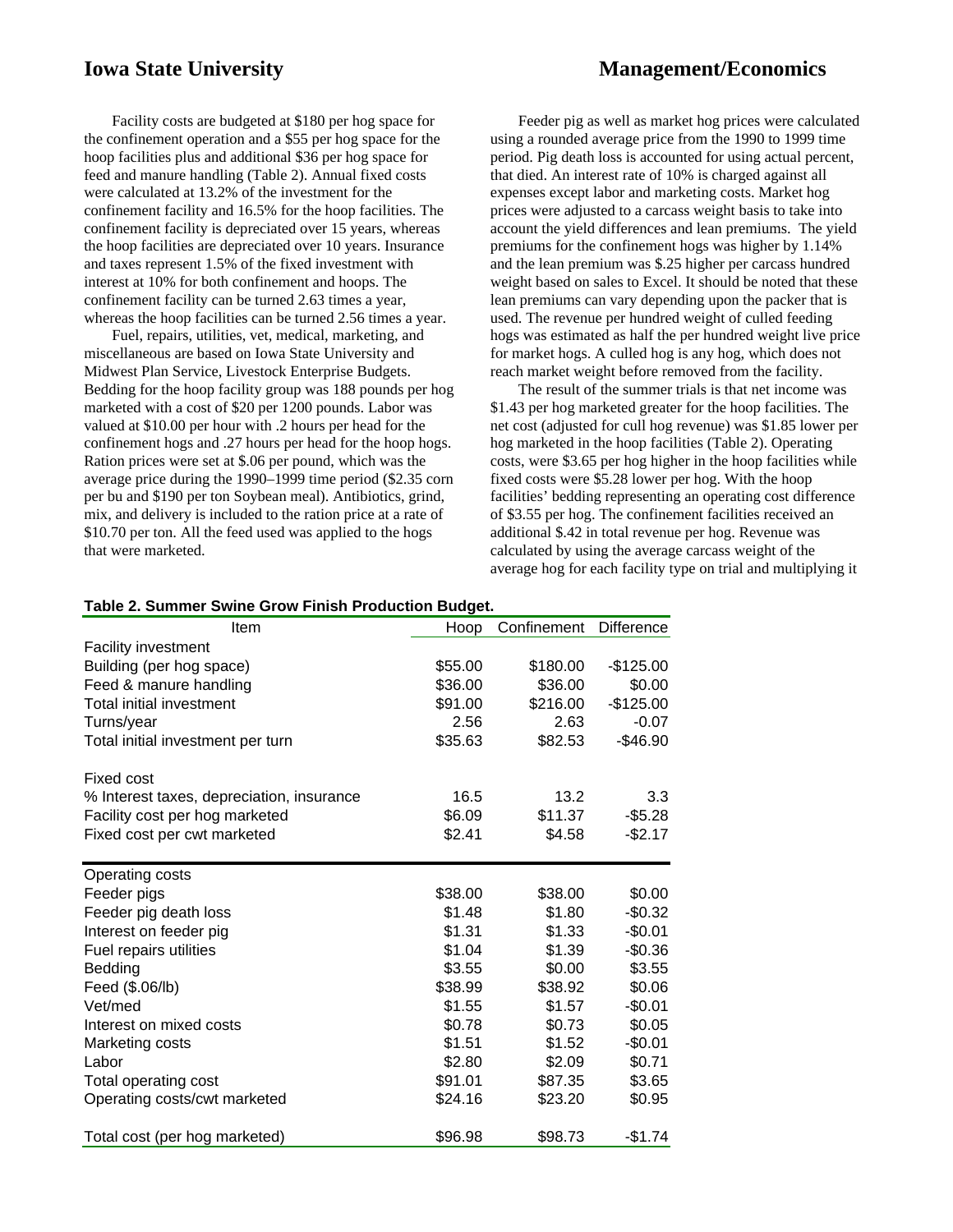Facility costs are budgeted at $180 per hog space for the confinement operation and a $55 per hog space for the hoop facilities plus and additional $36 per hog space for feed and manure handling (Table 2). Annual fixed costs were calculated at 13.2% of the investment for the confinement facility and 16.5% for the hoop facilities. The confinement facility is depreciated over 15 years, whereas the hoop facilities are depreciated over 10 years. Insurance and taxes represent 1.5% of the fixed investment with interest at 10% for both confinement and hoops. The confinement facility can be turned 2.63 times a year, whereas the hoop facilities can be turned 2.56 times a year.

Fuel, repairs, utilities, vet, medical, marketing, and miscellaneous are based on Iowa State University and Midwest Plan Service, Livestock Enterprise Budgets. Bedding for the hoop facility group was 188 pounds per hog marketed with a cost of $20 per 1200 pounds. Labor was valued at $10.00 per hour with .2 hours per head for the confinement hogs and .27 hours per head for the hoop hogs. Ration prices were set at $.06 per pound, which was the average price during the 1990–1999 time period ($2.35 corn per bu and $190 per ton Soybean meal). Antibiotics, grind, mix, and delivery is included to the ration price at a rate of $10.70 per ton. All the feed used was applied to the hogs that were marketed.

Feeder pig as well as market hog prices were calculated using a rounded average price from the 1990 to 1999 time period. Pig death loss is accounted for using actual percent, that died. An interest rate of 10% is charged against all expenses except labor and marketing costs. Market hog prices were adjusted to a carcass weight basis to take into account the yield differences and lean premiums. The yield premiums for the confinement hogs was higher by 1.14% and the lean premium was $.25 higher per carcass hundred weight based on sales to Excel. It should be noted that these lean premiums can vary depending upon the packer that is used. The revenue per hundred weight of culled feeding hogs was estimated as half the per hundred weight live price for market hogs. A culled hog is any hog, which does not reach market weight before removed from the facility.

The result of the summer trials is that net income was $1.43 per hog marketed greater for the hoop facilities. The net cost (adjusted for cull hog revenue) was $1.85 lower per hog marketed in the hoop facilities (Table 2). Operating costs, were $3.65 per hog higher in the hoop facilities while fixed costs were $5.28 lower per hog. With the hoop facilities' bedding representing an operating cost difference of $3.55 per hog. The confinement facilities received an additional $.42 in total revenue per hog. Revenue was calculated by using the average carcass weight of the average hog for each facility type on trial and multiplying it

**Table 2. Summer Swine Grow Finish Production Budget.**

| Item | Hoop | Confinement | Difference |
|---|---|---|---|
| Facility investment | | | |
| Building (per hog space) | $55.00 | $180.00 | -$125.00 |
| Feed & manure handling | $36.00 | $36.00 | $0.00 |
| Total initial investment | $91.00 | $216.00 | -$125.00 |
| Turns/year | 2.56 | 2.63 | -0.07 |
| Total initial investment per turn | $35.63 | $82.53 | -$46.90 |
| Fixed cost | | | |
| % Interest taxes, depreciation, insurance | 16.5 | 13.2 | 3.3 |
| Facility cost per hog marketed | $6.09 | $11.37 | -$5.28 |
| Fixed cost per cwt marketed | $2.41 | $4.58 | -$2.17 |
| Operating costs | | | |
| Feeder pigs | $38.00 | $38.00 | $0.00 |
| Feeder pig death loss | $1.48 | $1.80 | -$0.32 |
| Interest on feeder pig | $1.31 | $1.33 | -$0.01 |
| Fuel repairs utilities | $1.04 | $1.39 | -$0.36 |
| Bedding | $3.55 | $0.00 | $3.55 |
| Feed ($.06/lb) | $38.99 | $38.92 | $0.06 |
| Vet/med | $1.55 | $1.57 | -$0.01 |
| Interest on mixed costs | $0.78 | $0.73 | $0.05 |
| Marketing costs | $1.51 | $1.52 | -$0.01 |
| Labor | $2.80 | $2.09 | $0.71 |
| Total operating cost | $91.01 | $87.35 | $3.65 |
| Operating costs/cwt marketed | $24.16 | $23.20 | $0.95 |
| Total cost (per hog marketed) | $96.98 | $98.73 | -$1.74 |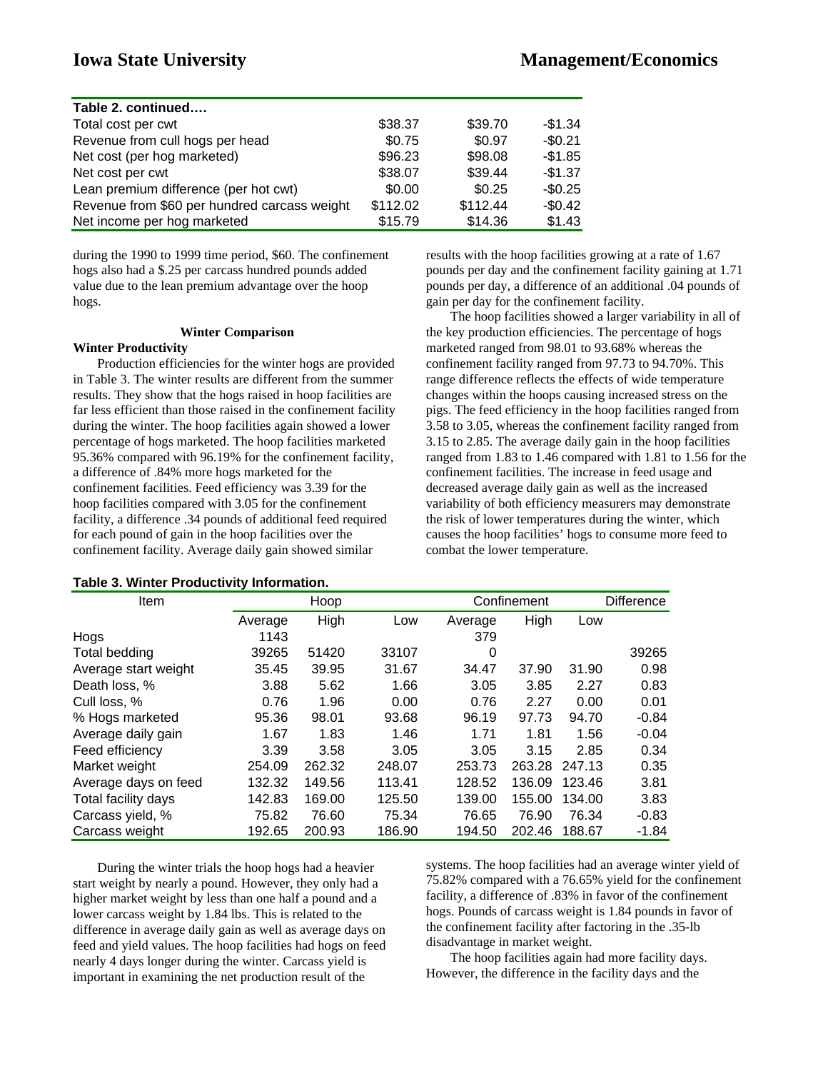**Table 2. continued….**

| | | | |
|---|---|---|---|
| Total cost per cwt | $38.37 | $39.70 | -$1.34 |
| Revenue from cull hogs per head | $0.75 | $0.97 | -$0.21 |
| Net cost (per hog marketed) | $96.23 | $98.08 | -$1.85 |
| Net cost per cwt | $38.07 | $39.44 | -$1.37 |
| Lean premium difference (per hot cwt) | $0.00 | $0.25 | -$0.25 |
| Revenue from $60 per hundred carcass weight | $112.02 | $112.44 | -$0.42 |
| Net income per hog marketed | $15.79 | $14.36 | $1.43 |

during the 1990 to 1999 time period, $60. The confinement hogs also had a $.25 per carcass hundred pounds added value due to the lean premium advantage over the hoop hogs.

### Winter Comparison

**Winter Productivity**

Production efficiencies for the winter hogs are provided in Table 3. The winter results are different from the summer results. They show that the hogs raised in hoop facilities are far less efficient than those raised in the confinement facility during the winter. The hoop facilities again showed a lower percentage of hogs marketed. The hoop facilities marketed 95.36% compared with 96.19% for the confinement facility, a difference of .84% more hogs marketed for the confinement facilities. Feed efficiency was 3.39 for the hoop facilities compared with 3.05 for the confinement facility, a difference .34 pounds of additional feed required for each pound of gain in the hoop facilities over the confinement facility. Average daily gain showed similar results with the hoop facilities growing at a rate of 1.67 pounds per day and the confinement facility gaining at 1.71 pounds per day, a difference of an additional .04 pounds of gain per day for the confinement facility.

The hoop facilities showed a larger variability in all of the key production efficiencies. The percentage of hogs marketed ranged from 98.01 to 93.68% whereas the confinement facility ranged from 97.73 to 94.70%. This range difference reflects the effects of wide temperature changes within the hoops causing increased stress on the pigs. The feed efficiency in the hoop facilities ranged from 3.58 to 3.05, whereas the confinement facility ranged from 3.15 to 2.85. The average daily gain in the hoop facilities ranged from 1.83 to 1.46 compared with 1.81 to 1.56 for the confinement facilities. The increase in feed usage and decreased average daily gain as well as the increased variability of both efficiency measurers may demonstrate the risk of lower temperatures during the winter, which causes the hoop facilities' hogs to consume more feed to combat the lower temperature.

**Table 3. Winter Productivity Information.**

| Item | Hoop | | | Confinement | | | Difference |
|---|---|---|---|---|---|---|---|
| | Average | High | Low | Average | High | Low | |
| Hogs | 1143 | | | 379 | | | |
| Total bedding | 39265 | 51420 | 33107 | 0 | | | 39265 |
| Average start weight | 35.45 | 39.95 | 31.67 | 34.47 | 37.90 | 31.90 | 0.98 |
| Death loss, % | 3.88 | 5.62 | 1.66 | 3.05 | 3.85 | 2.27 | 0.83 |
| Cull loss, % | 0.76 | 1.96 | 0.00 | 0.76 | 2.27 | 0.00 | 0.01 |
| % Hogs marketed | 95.36 | 98.01 | 93.68 | 96.19 | 97.73 | 94.70 | -0.84 |
| Average daily gain | 1.67 | 1.83 | 1.46 | 1.71 | 1.81 | 1.56 | -0.04 |
| Feed efficiency | 3.39 | 3.58 | 3.05 | 3.05 | 3.15 | 2.85 | 0.34 |
| Market weight | 254.09 | 262.32 | 248.07 | 253.73 | 263.28 | 247.13 | 0.35 |
| Average days on feed | 132.32 | 149.56 | 113.41 | 128.52 | 136.09 | 123.46 | 3.81 |
| Total facility days | 142.83 | 169.00 | 125.50 | 139.00 | 155.00 | 134.00 | 3.83 |
| Carcass yield, % | 75.82 | 76.60 | 75.34 | 76.65 | 76.90 | 76.34 | -0.83 |
| Carcass weight | 192.65 | 200.93 | 186.90 | 194.50 | 202.46 | 188.67 | -1.84 |

During the winter trials the hoop hogs had a heavier start weight by nearly a pound. However, they only had a higher market weight by less than one half a pound and a lower carcass weight by 1.84 lbs. This is related to the difference in average daily gain as well as average days on feed and yield values. The hoop facilities had hogs on feed nearly 4 days longer during the winter. Carcass yield is important in examining the net production result of the systems. The hoop facilities had an average winter yield of 75.82% compared with a 76.65% yield for the confinement facility, a difference of .83% in favor of the confinement hogs. Pounds of carcass weight is 1.84 pounds in favor of the confinement facility after factoring in the .35-lb disadvantage in market weight.

The hoop facilities again had more facility days. However, the difference in the facility days and the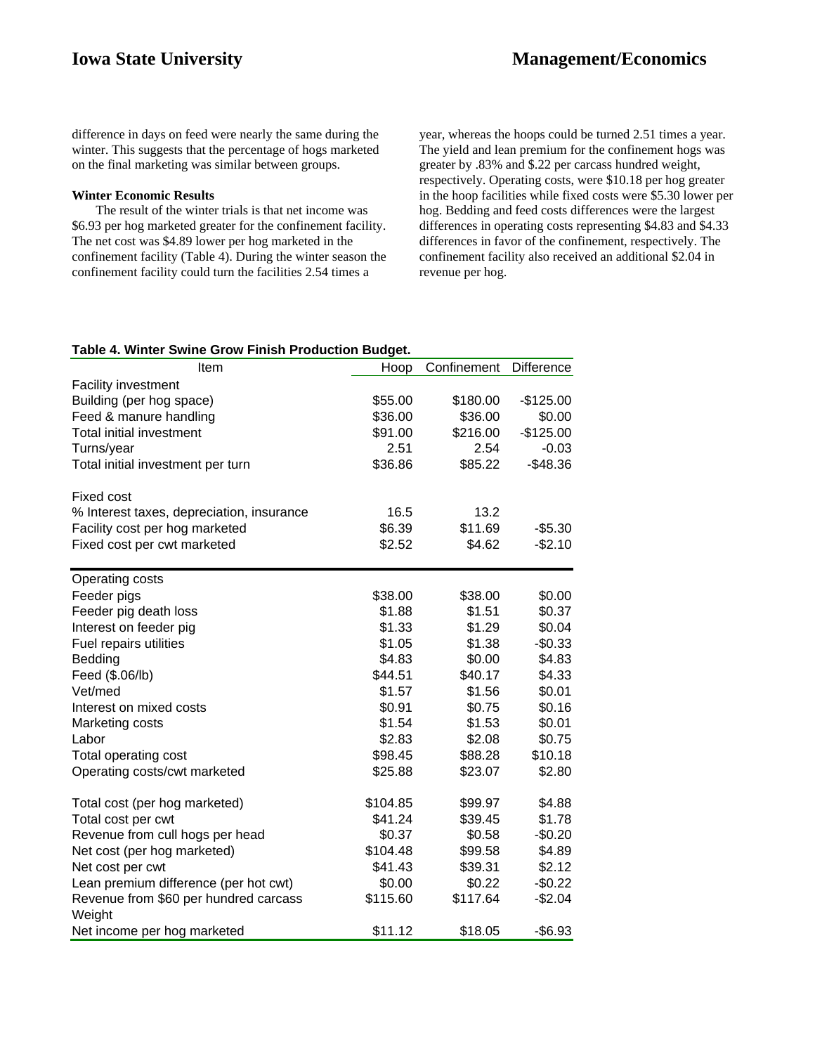difference in days on feed were nearly the same during the winter. This suggests that the percentage of hogs marketed on the final marketing was similar between groups.

**Winter Economic Results**

The result of the winter trials is that net income was $6.93 per hog marketed greater for the confinement facility. The net cost was $4.89 lower per hog marketed in the confinement facility (Table 4). During the winter season the confinement facility could turn the facilities 2.54 times a year, whereas the hoops could be turned 2.51 times a year. The yield and lean premium for the confinement hogs was greater by .83% and $.22 per carcass hundred weight, respectively. Operating costs, were $10.18 per hog greater in the hoop facilities while fixed costs were $5.30 lower per hog. Bedding and feed costs differences were the largest differences in operating costs representing $4.83 and $4.33 differences in favor of the confinement, respectively. The confinement facility also received an additional $2.04 in revenue per hog.

**Table 4. Winter Swine Grow Finish Production Budget.**

| Item | Hoop | Confinement | Difference |
|---|---|---|---|
| Facility investment | | | |
| Building (per hog space) | $55.00 | $180.00 | -$125.00 |
| Feed & manure handling | $36.00 | $36.00 | $0.00 |
| Total initial investment | $91.00 | $216.00 | -$125.00 |
| Turns/year | 2.51 | 2.54 | -0.03 |
| Total initial investment per turn | $36.86 | $85.22 | -$48.36 |
| Fixed cost | | | |
| % Interest taxes, depreciation, insurance | 16.5 | 13.2 | |
| Facility cost per hog marketed | $6.39 | $11.69 | -$5.30 |
| Fixed cost per cwt marketed | $2.52 | $4.62 | -$2.10 |
| Operating costs | | | |
| Feeder pigs | $38.00 | $38.00 | $0.00 |
| Feeder pig death loss | $1.88 | $1.51 | $0.37 |
| Interest on feeder pig | $1.33 | $1.29 | $0.04 |
| Fuel repairs utilities | $1.05 | $1.38 | -$0.33 |
| Bedding | $4.83 | $0.00 | $4.83 |
| Feed ($.06/lb) | $44.51 | $40.17 | $4.33 |
| Vet/med | $1.57 | $1.56 | $0.01 |
| Interest on mixed costs | $0.91 | $0.75 | $0.16 |
| Marketing costs | $1.54 | $1.53 | $0.01 |
| Labor | $2.83 | $2.08 | $0.75 |
| Total operating cost | $98.45 | $88.28 | $10.18 |
| Operating costs/cwt marketed | $25.88 | $23.07 | $2.80 |
| Total cost (per hog marketed) | $104.85 | $99.97 | $4.88 |
| Total cost per cwt | $41.24 | $39.45 | $1.78 |
| Revenue from cull hogs per head | $0.37 | $0.58 | -$0.20 |
| Net cost (per hog marketed) | $104.48 | $99.58 | $4.89 |
| Net cost per cwt | $41.43 | $39.31 | $2.12 |
| Lean premium difference (per hot cwt) | $0.00 | $0.22 | -$0.22 |
| Revenue from $60 per hundred carcass Weight | $115.60 | $117.64 | -$2.04 |
| Net income per hog marketed | $11.12 | $18.05 | -$6.93 |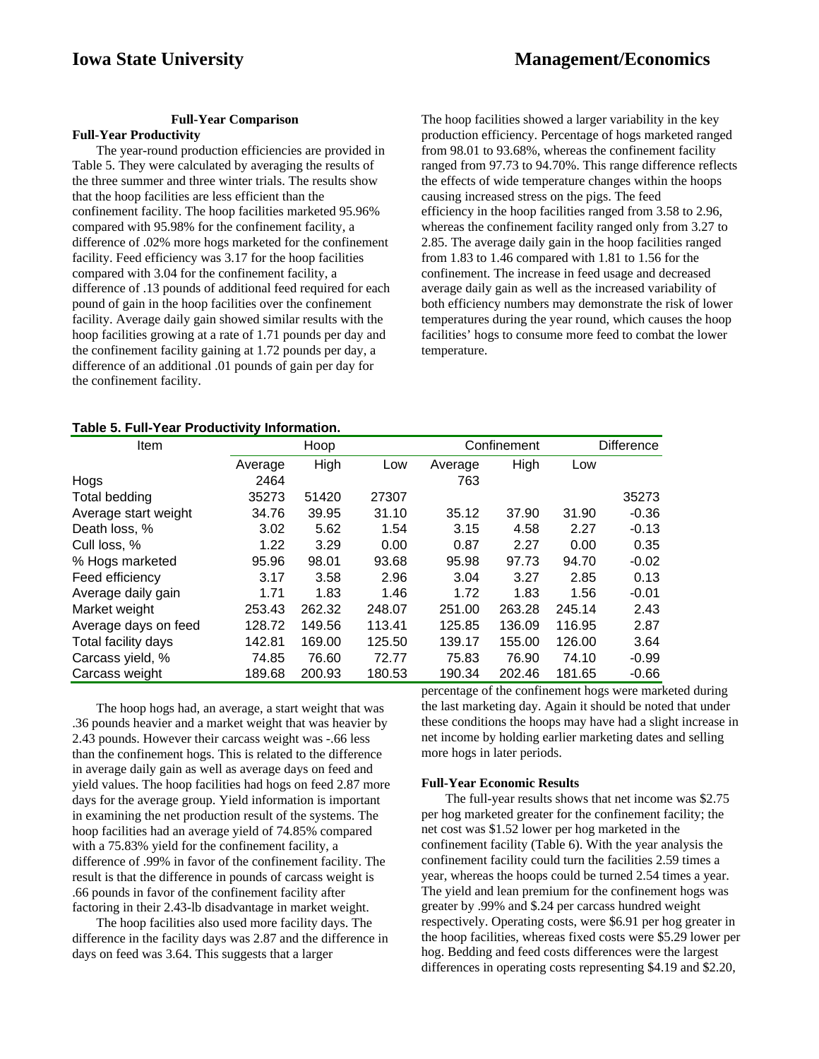## Full-Year Comparison

### Full-Year Productivity

The year-round production efficiencies are provided in Table 5. They were calculated by averaging the results of the three summer and three winter trials. The results show that the hoop facilities are less efficient than the confinement facility. The hoop facilities marketed 95.96% compared with 95.98% for the confinement facility, a difference of .02% more hogs marketed for the confinement facility. Feed efficiency was 3.17 for the hoop facilities compared with 3.04 for the confinement facility, a difference of .13 pounds of additional feed required for each pound of gain in the hoop facilities over the confinement facility. Average daily gain showed similar results with the hoop facilities growing at a rate of 1.71 pounds per day and the confinement facility gaining at 1.72 pounds per day, a difference of an additional .01 pounds of gain per day for the confinement facility.

The hoop facilities showed a larger variability in the key production efficiency. Percentage of hogs marketed ranged from 98.01 to 93.68%, whereas the confinement facility ranged from 97.73 to 94.70%. This range difference reflects the effects of wide temperature changes within the hoops causing increased stress on the pigs. The feed efficiency in the hoop facilities ranged from 3.58 to 2.96, whereas the confinement facility ranged only from 3.27 to 2.85. The average daily gain in the hoop facilities ranged from 1.83 to 1.46 compared with 1.81 to 1.56 for the confinement. The increase in feed usage and decreased average daily gain as well as the increased variability of both efficiency numbers may demonstrate the risk of lower temperatures during the year round, which causes the hoop facilities' hogs to consume more feed to combat the lower temperature.

**Table 5. Full-Year Productivity Information.**

| Item | Hoop | | | Confinement | | | Difference |
|---|---|---|---|---|---|---|---|
| | Average | High | Low | Average | High | Low | |
| Hogs | 2464 | | | 763 | | | |
| Total bedding | 35273 | 51420 | 27307 | | | | 35273 |
| Average start weight | 34.76 | 39.95 | 31.10 | 35.12 | 37.90 | 31.90 | -0.36 |
| Death loss, % | 3.02 | 5.62 | 1.54 | 3.15 | 4.58 | 2.27 | -0.13 |
| Cull loss, % | 1.22 | 3.29 | 0.00 | 0.87 | 2.27 | 0.00 | 0.35 |
| % Hogs marketed | 95.96 | 98.01 | 93.68 | 95.98 | 97.73 | 94.70 | -0.02 |
| Feed efficiency | 3.17 | 3.58 | 2.96 | 3.04 | 3.27 | 2.85 | 0.13 |
| Average daily gain | 1.71 | 1.83 | 1.46 | 1.72 | 1.83 | 1.56 | -0.01 |
| Market weight | 253.43 | 262.32 | 248.07 | 251.00 | 263.28 | 245.14 | 2.43 |
| Average days on feed | 128.72 | 149.56 | 113.41 | 125.85 | 136.09 | 116.95 | 2.87 |
| Total facility days | 142.81 | 169.00 | 125.50 | 139.17 | 155.00 | 126.00 | 3.64 |
| Carcass yield, % | 74.85 | 76.60 | 72.77 | 75.83 | 76.90 | 74.10 | -0.99 |
| Carcass weight | 189.68 | 200.93 | 180.53 | 190.34 | 202.46 | 181.65 | -0.66 |

The hoop hogs had, an average, a start weight that was .36 pounds heavier and a market weight that was heavier by 2.43 pounds. However their carcass weight was -.66 less than the confinement hogs. This is related to the difference in average daily gain as well as average days on feed and yield values. The hoop facilities had hogs on feed 2.87 more days for the average group. Yield information is important in examining the net production result of the systems. The hoop facilities had an average yield of 74.85% compared with a 75.83% yield for the confinement facility, a difference of .99% in favor of the confinement facility. The result is that the difference in pounds of carcass weight is .66 pounds in favor of the confinement facility after factoring in their 2.43-lb disadvantage in market weight.

The hoop facilities also used more facility days. The difference in the facility days was 2.87 and the difference in days on feed was 3.64. This suggests that a larger percentage of the confinement hogs were marketed during the last marketing day. Again it should be noted that under these conditions the hoops may have had a slight increase in net income by holding earlier marketing dates and selling more hogs in later periods.

### Full-Year Economic Results

The full-year results shows that net income was $2.75 per hog marketed greater for the confinement facility; the net cost was $1.52 lower per hog marketed in the confinement facility (Table 6). With the year analysis the confinement facility could turn the facilities 2.59 times a year, whereas the hoops could be turned 2.54 times a year. The yield and lean premium for the confinement hogs was greater by .99% and $.24 per carcass hundred weight respectively. Operating costs, were $6.91 per hog greater in the hoop facilities, whereas fixed costs were $5.29 lower per hog. Bedding and feed costs differences were the largest differences in operating costs representing $4.19 and $2.20,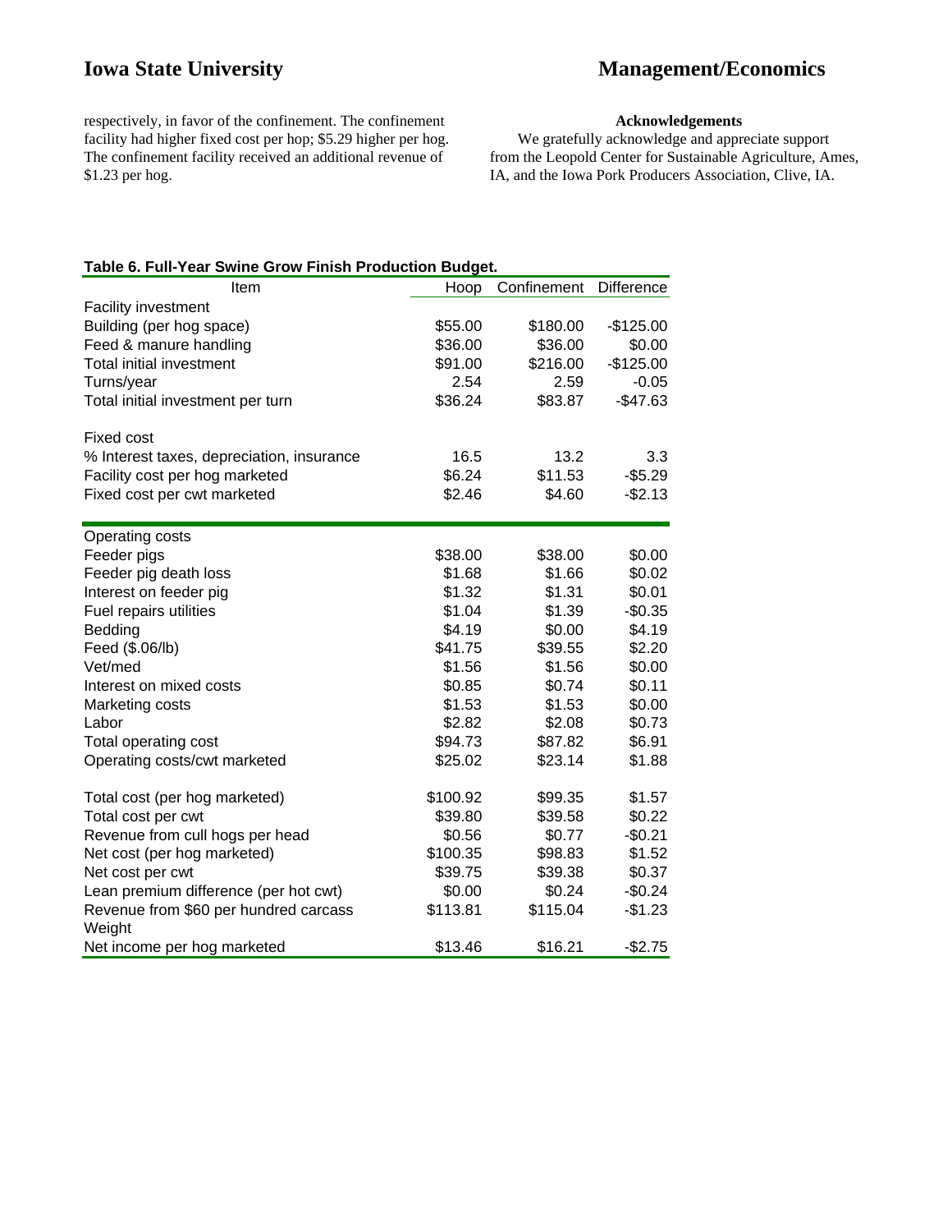respectively, in favor of the confinement. The confinement facility had higher fixed cost per hop; $5.29 higher per hog. The confinement facility received an additional revenue of $1.23 per hog.

### Acknowledgements

We gratefully acknowledge and appreciate support from the Leopold Center for Sustainable Agriculture, Ames, IA, and the Iowa Pork Producers Association, Clive, IA.

**Table 6. Full-Year Swine Grow Finish Production Budget.**

| Item | Hoop | Confinement | Difference |
|---|---|---|---|
| Facility investment | | | |
| Building (per hog space) | $55.00 | $180.00 | -$125.00 |
| Feed & manure handling | $36.00 | $36.00 | $0.00 |
| Total initial investment | $91.00 | $216.00 | -$125.00 |
| Turns/year | 2.54 | 2.59 | -0.05 |
| Total initial investment per turn | $36.24 | $83.87 | -$47.63 |
| Fixed cost | | | |
| % Interest taxes, depreciation, insurance | 16.5 | 13.2 | 3.3 |
| Facility cost per hog marketed | $6.24 | $11.53 | -$5.29 |
| Fixed cost per cwt marketed | $2.46 | $4.60 | -$2.13 |
| Operating costs | | | |
| Feeder pigs | $38.00 | $38.00 | $0.00 |
| Feeder pig death loss | $1.68 | $1.66 | $0.02 |
| Interest on feeder pig | $1.32 | $1.31 | $0.01 |
| Fuel repairs utilities | $1.04 | $1.39 | -$0.35 |
| Bedding | $4.19 | $0.00 | $4.19 |
| Feed ($.06/lb) | $41.75 | $39.55 | $2.20 |
| Vet/med | $1.56 | $1.56 | $0.00 |
| Interest on mixed costs | $0.85 | $0.74 | $0.11 |
| Marketing costs | $1.53 | $1.53 | $0.00 |
| Labor | $2.82 | $2.08 | $0.73 |
| Total operating cost | $94.73 | $87.82 | $6.91 |
| Operating costs/cwt marketed | $25.02 | $23.14 | $1.88 |
| Total cost (per hog marketed) | $100.92 | $99.35 | $1.57 |
| Total cost per cwt | $39.80 | $39.58 | $0.22 |
| Revenue from cull hogs per head | $0.56 | $0.77 | -$0.21 |
| Net cost (per hog marketed) | $100.35 | $98.83 | $1.52 |
| Net cost per cwt | $39.75 | $39.38 | $0.37 |
| Lean premium difference (per hot cwt) | $0.00 | $0.24 | -$0.24 |
| Revenue from $60 per hundred carcass Weight | $113.81 | $115.04 | -$1.23 |
| Net income per hog marketed | $13.46 | $16.21 | -$2.75 |